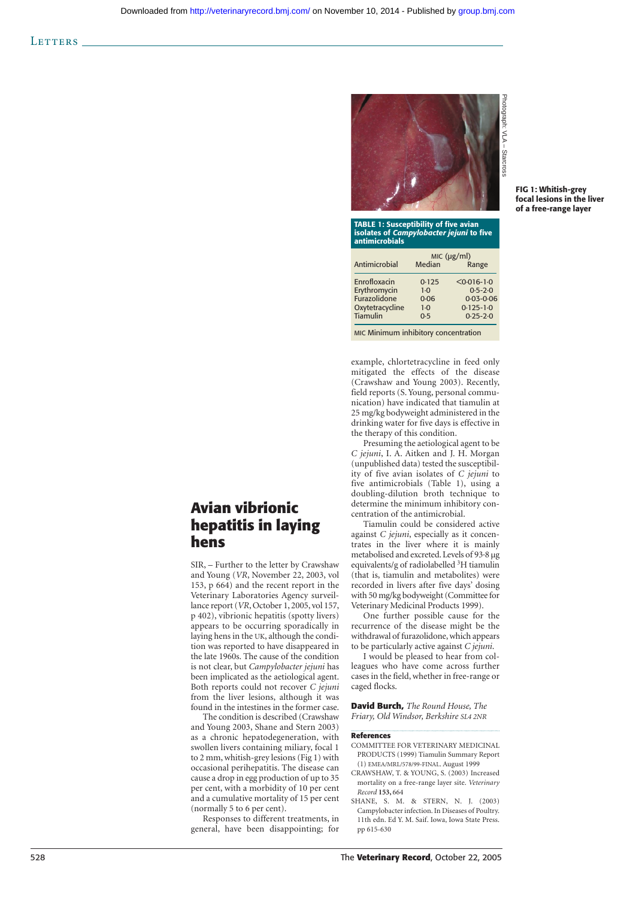# Avian vibrionic hepatitis in laying hens

SIR, – Further to the letter by Crawshaw and Young (*VR*, November 22, 2003, vol 153, p 664) and the recent report in the Veterinary Laboratories Agency surveillance report (*VR*, October 1, 2005, vol 157, p 402), vibrionic hepatitis (spotty livers) appears to be occurring sporadically in laying hens in the UK, although the condition was reported to have disappeared in the late 1960s. The cause of the condition is not clear, but *Campylobacter jejuni* has been implicated as the aetiological agent. Both reports could not recover *C jejuni* from the liver lesions, although it was found in the intestines in the former case.

The condition is described (Crawshaw and Young 2003, Shane and Stern 2003) as a chronic hepatodegeneration, with swollen livers containing miliary, focal 1 to 2 mm, whitish-grey lesions (Fig 1) with occasional perihepatitis. The disease can cause a drop in egg production of up to 35 per cent, with a morbidity of 10 per cent and a cumulative mortality of 15 per cent (normally 5 to 6 per cent).

Responses to different treatments, in general, have been disappointing; for example, chlortetracycline in feed only mitigated the effects of the disease (Crawshaw and Young 2003). Recently, field reports (S. Young, personal communication) have indicated that tiamulin at 25 mg/kg bodyweight administered in the drinking water for five days is effective in the therapy of this condition.

Presuming the aetiological agent to be *C jejuni*, I. A. Aitken and J. H. Morgan (unpublished data) tested the susceptibility of five avian isolates of *C jejuni* to five antimicrobials (Table 1), using a doubling-dilution broth technique to determine the minimum inhibitory concentration of the antimicrobial.

Tiamulin could be considered active against *C jejuni*, especially as it concentrates in the liver where it is mainly metabolised and excreted. Levels of 93·8 µg equivalents/g of radiolabelled $^{3}$H tiamulin (that is, tiamulin and metabolites) were recorded in livers after five days' dosing with 50 mg/kg bodyweight (Committee for Veterinary Medicinal Products 1999).

One further possible cause for the recurrence of the disease might be the withdrawal of furazolidone, which appears to be particularly active against *C jejuni*.

I would be pleased to hear from colleagues who have come across further cases in the field, whether in free-range or caged flocks.

**David Burch,** *The Round House, The Friary, Old Windsor, Berkshire SL4 2NR*

**FIG 1: Whitish-grey focal lesions in the liver of a free-range layer**

Photograph: VLA – Starcross

**TABLE 1: Susceptibility of five avian isolates of *Campylobacter jejuni* to five antimicrobials**

| Antimicrobial | MIC (µg/ml) Median | Range |
|---|---|---|
| Enrofloxacin | 0·125 | <0·016-1·0 |
| Erythromycin | 1·0 | 0·5-2·0 |
| Furazolidone | 0·06 | 0·03-0·06 |
| Oxytetracycline | 1·0 | 0·125-1·0 |
| Tiamulin | 0·5 | 0·25-2·0 |

MIC Minimum inhibitory concentration

**References**

COMMITTEE FOR VETERINARY MEDICINAL PRODUCTS (1999) Tiamulin Summary Report (1) EMEA/MRL/578/99-FINAL. August 1999

CRAWSHAW, T. & YOUNG, S. (2003) Increased mortality on a free-range layer site. *Veterinary Record* **153,** 664

SHANE, S. M. & STERN, N. J. (2003) Campylobacter infection. In Diseases of Poultry. 11th edn. Ed Y. M. Saif. Iowa, Iowa State Press. pp 615-630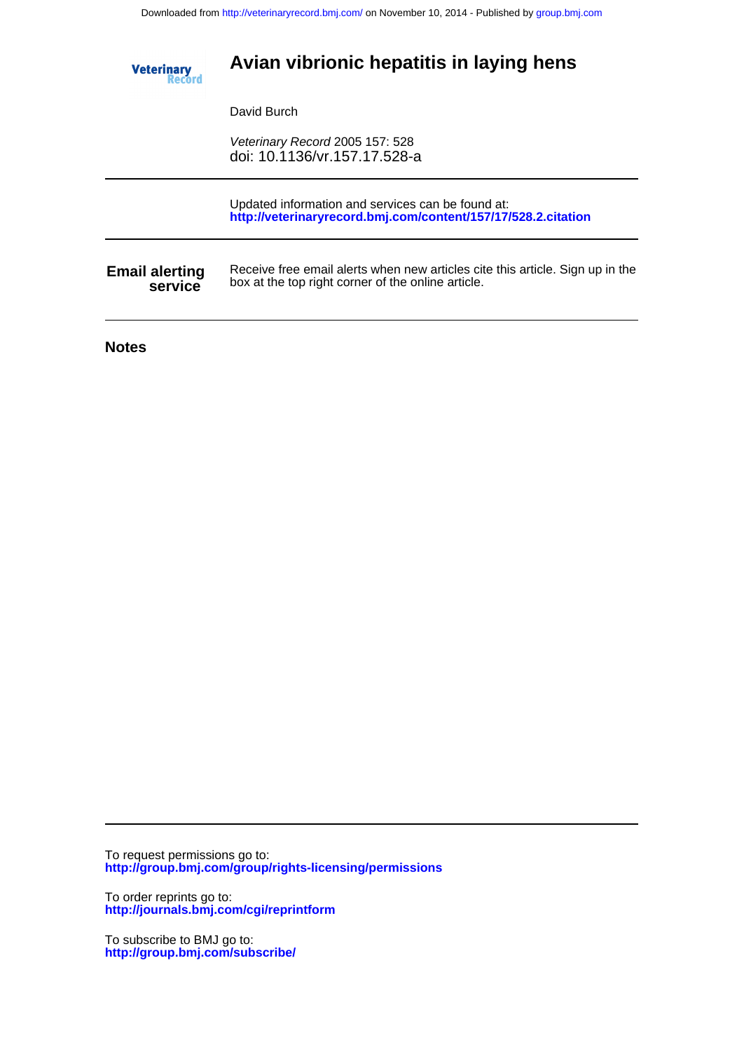# Avian vibrionic hepatitis in laying hens

David Burch

*Veterinary Record* 2005 157: 528
doi: 10.1136/vr.157.17.528-a

Updated information and services can be found at:
**http://veterinaryrecord.bmj.com/content/157/17/528.2.citation**

**Email alerting service**

Receive free email alerts when new articles cite this article. Sign up in the box at the top right corner of the online article.

## Notes

To request permissions go to:
**http://group.bmj.com/group/rights-licensing/permissions**

To order reprints go to:
**http://journals.bmj.com/cgi/reprintform**

To subscribe to BMJ go to:
**http://group.bmj.com/subscribe/**